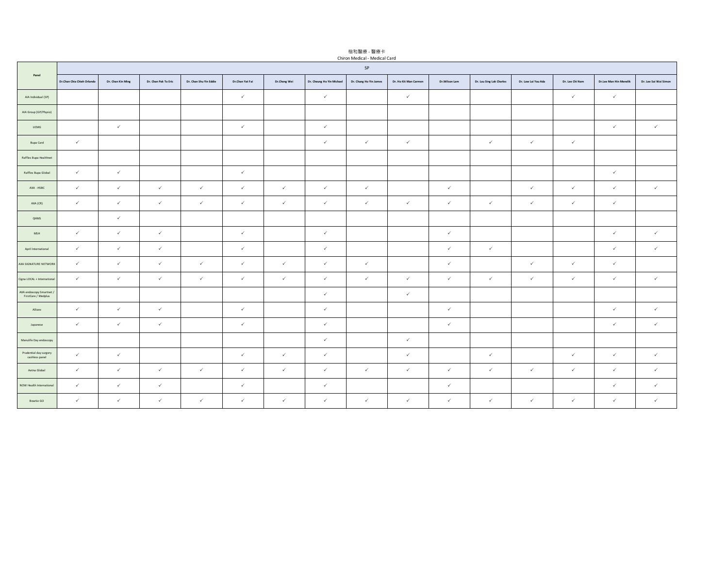楷和醫療 - 醫療卡
Chiron Medical - Medical Card

| Panel | SP | | | | | | | | | | | | | | |
|---|---|---|---|---|---|---|---|---|---|---|---|---|---|---|---|
| | Dr.Chan Chia Chieh Orlando | Dr. Chan Kin Ming | Dr. Chan Pak To Eric | Dr. Chan Shu Yin Eddie | Dr.Chan Yat Fai | Dr.Cheng Wei | Dr. Cheung Ho Yin Michael | Dr. Chung Ho Yin James | Dr. Ho Kit Man Carmen | Dr.Wilson Lam | Dr. Lau Sing Lok Charles | Dr. Law Lai Yau Ada | Dr. Lee Chi Nam | Dr.Lee Man Hin Menelik | Dr. Lee Sai Wai Simon |
| AIA Individual (SP) | | | | | ✓ | | ✓ | | ✓ | | | | ✓ | ✓ | |
| AIA Group (GP/Physio) | | | | | | | | | | | | | | | |
| UCMG | | ✓ | | | ✓ | | ✓ | | | | | | | ✓ | ✓ |
| Bupa Card | ✓ | | | | | | ✓ | ✓ | ✓ | | ✓ | ✓ | ✓ | | |
| Raffles Bupa Healthnet | | | | | | | | | | | | | | | |
| Raffles Bupa Global | ✓ | ✓ | | | ✓ | | | | | | | | | ✓ | |
| AXA -HSBC | ✓ | ✓ | ✓ | ✓ | ✓ | ✓ | ✓ | ✓ | | ✓ | | ✓ | ✓ | ✓ | ✓ |
| AXA (CR) | ✓ | ✓ | ✓ | ✓ | ✓ | ✓ | ✓ | ✓ | ✓ | ✓ | ✓ | ✓ | ✓ | ✓ | |
| QHMS | | ✓ | | | | | | | | | | | | | |
| MSH | ✓ | ✓ | ✓ | | ✓ | | ✓ | | | ✓ | | | | ✓ | ✓ |
| April International | ✓ | ✓ | ✓ | | ✓ | | ✓ | | | ✓ | ✓ | | | ✓ | ✓ |
| AXA SIGNATURE NETWORK | ✓ | ✓ | ✓ | ✓ | ✓ | ✓ | ✓ | ✓ | | ✓ | | ✓ | ✓ | ✓ | |
| Cigna LOCAL + International | ✓ | ✓ | ✓ | ✓ | ✓ | ✓ | ✓ | ✓ | ✓ | ✓ | ✓ | ✓ | ✓ | ✓ | ✓ |
| AXA endoscopy Smartnet / FirstCare / Medplus | | | | | | | ✓ | | ✓ | | | | | | |
| Allianz | ✓ | ✓ | ✓ | | ✓ | | ✓ | | | ✓ | | | | ✓ | ✓ |
| Japanese | ✓ | ✓ | ✓ | | ✓ | | ✓ | | | ✓ | | | | ✓ | ✓ |
| Manulife Day endoscopy | | | | | | | ✓ | | ✓ | | | | | | |
| Prudential day surgery cashless panel | ✓ | ✓ | | | ✓ | ✓ | ✓ | | ✓ | | ✓ | | ✓ | ✓ | ✓ |
| Aetna Global | ✓ | ✓ | ✓ | ✓ | ✓ | ✓ | ✓ | ✓ | ✓ | ✓ | ✓ | ✓ | ✓ | ✓ | ✓ |
| NOW Health International | ✓ | ✓ | ✓ | | ✓ | | ✓ | | | ✓ | | | | ✓ | ✓ |
| Bowtie GO | ✓ | ✓ | ✓ | ✓ | ✓ | ✓ | ✓ | ✓ | ✓ | ✓ | ✓ | ✓ | ✓ | ✓ | ✓ |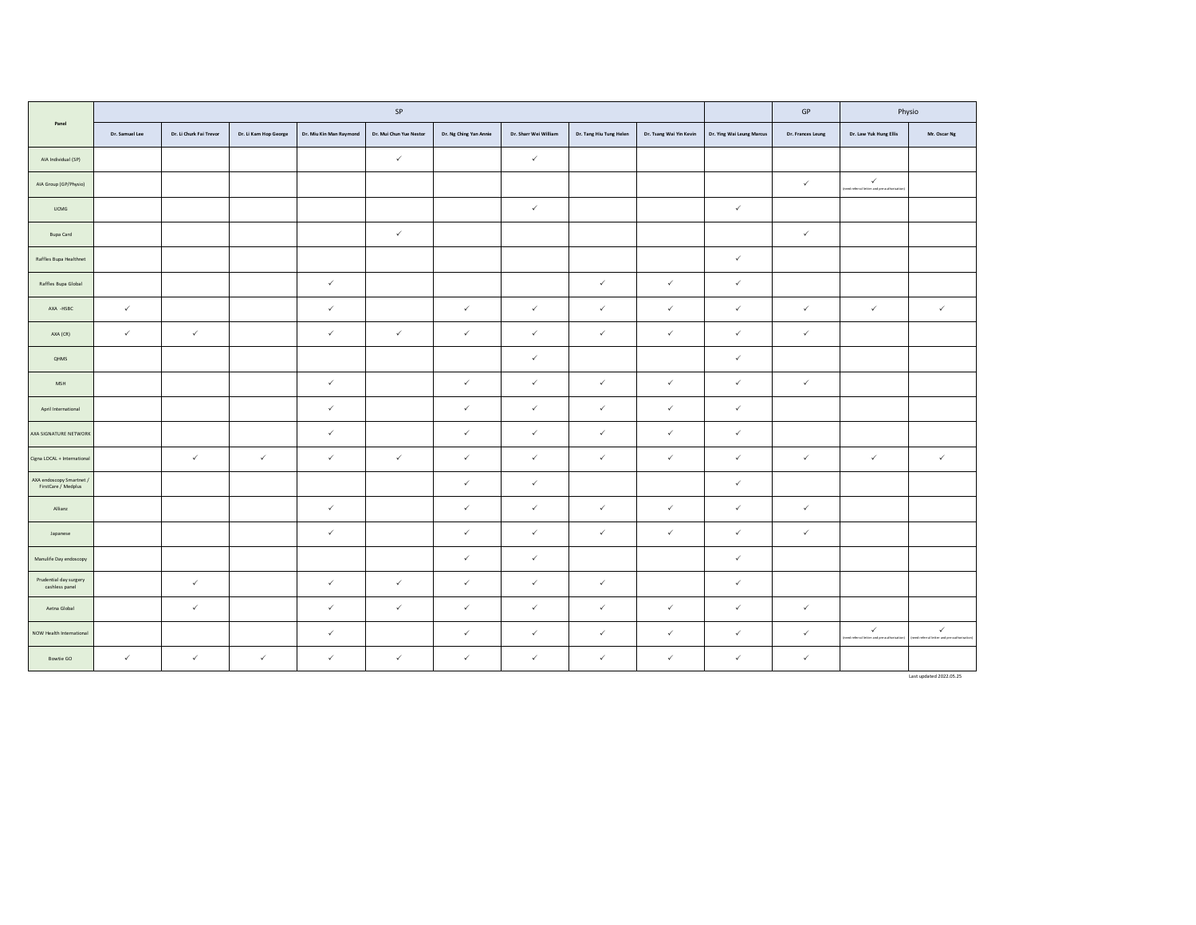| Panel | SP | | | | | | | | | | GP | Physio | |
|---|---|---|---|---|---|---|---|---|---|---|---|---|---|
| | Dr. Samuel Lee | Dr. Li Churk Fai Trevor | Dr. Li Kam Hop George | Dr. Miu Kin Man Raymond | Dr. Mui Chun Yue Nestor | Dr. Ng Ching Yan Annie | Dr. Sharr Wei William | Dr. Tang Hiu Tung Helen | Dr. Tsang Wai Yin Kevin | Dr. Ying Wai Leung Marcus | Dr. Frances Leung | Dr. Law Yuk Hung Ellis | Mr. Oscar Ng |
| AIA Individual (SP) | | | | | ✓ | | ✓ | | | | | | |
| AIA Group (GP/Physio) | | | | | | | | | | | ✓ | ✓ (need referral letter and pre-authorization) | |
| UCMG | | | | | | | ✓ | | | ✓ | | | |
| Bupa Card | | | | | ✓ | | | | | | ✓ | | |
| Raffles Bupa Healthnet | | | | | | | | | | ✓ | | | |
| Raffles Bupa Global | | | | ✓ | | | | ✓ | ✓ | ✓ | | | |
| AXA -HSBC | ✓ | | | ✓ | | ✓ | ✓ | ✓ | ✓ | ✓ | ✓ | ✓ | ✓ |
| AXA (CR) | ✓ | ✓ | | ✓ | ✓ | ✓ | ✓ | ✓ | ✓ | ✓ | ✓ | | |
| QHMS | | | | | | | ✓ | | | ✓ | | | |
| MSH | | | | ✓ | | ✓ | ✓ | ✓ | ✓ | ✓ | ✓ | | |
| April International | | | | ✓ | | ✓ | ✓ | ✓ | ✓ | ✓ | | | |
| AXA SIGNATURE NETWORK | | | | ✓ | | ✓ | ✓ | ✓ | ✓ | ✓ | | | |
| Cigna LOCAL + International | | ✓ | ✓ | ✓ | ✓ | ✓ | ✓ | ✓ | ✓ | ✓ | ✓ | ✓ | ✓ |
| AXA endoscopy Smartnet / FirstCare / Medplus | | | | | | ✓ | ✓ | | | ✓ | | | |
| Allianz | | | | ✓ | | ✓ | ✓ | ✓ | ✓ | ✓ | ✓ | | |
| Japanese | | | | ✓ | | ✓ | ✓ | ✓ | ✓ | ✓ | ✓ | | |
| Manulife Day endoscopy | | | | | | ✓ | ✓ | | | ✓ | | | |
| Prudential day surgery cashless panel | | ✓ | | ✓ | ✓ | ✓ | ✓ | ✓ | | ✓ | | | |
| Aetna Global | | ✓ | | ✓ | ✓ | ✓ | ✓ | ✓ | ✓ | ✓ | ✓ | | |
| NOW Health International | | | | ✓ | | ✓ | ✓ | ✓ | ✓ | ✓ | ✓ | ✓ (need referral letter and pre-authorization) | ✓ (need referral letter and pre-authorization) |
| Bowtie GO | ✓ | ✓ | ✓ | ✓ | ✓ | ✓ | ✓ | ✓ | ✓ | ✓ | ✓ | | |

Last updated 2022.05.25